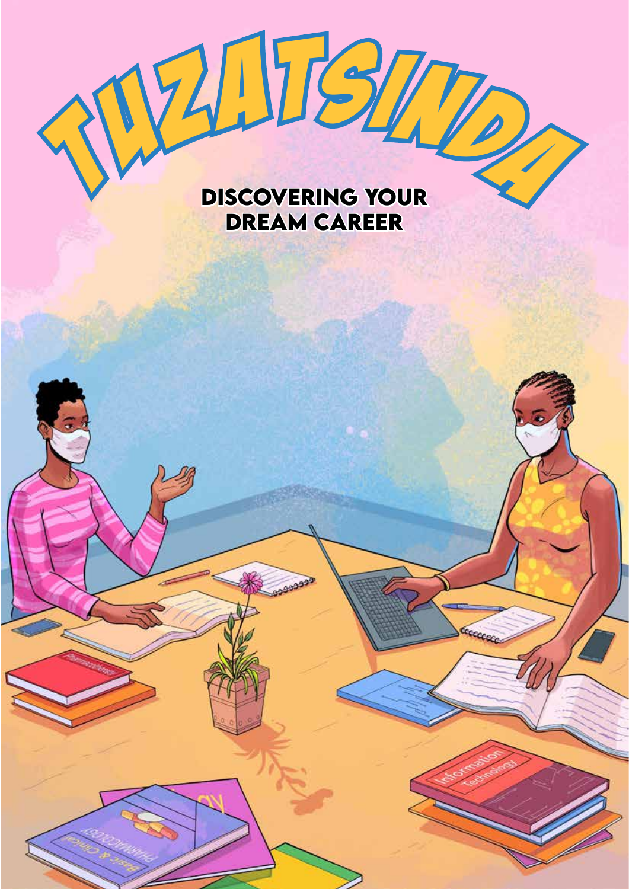# TUZATSINDA

## DISCOVERING YOUR DREAM CAREER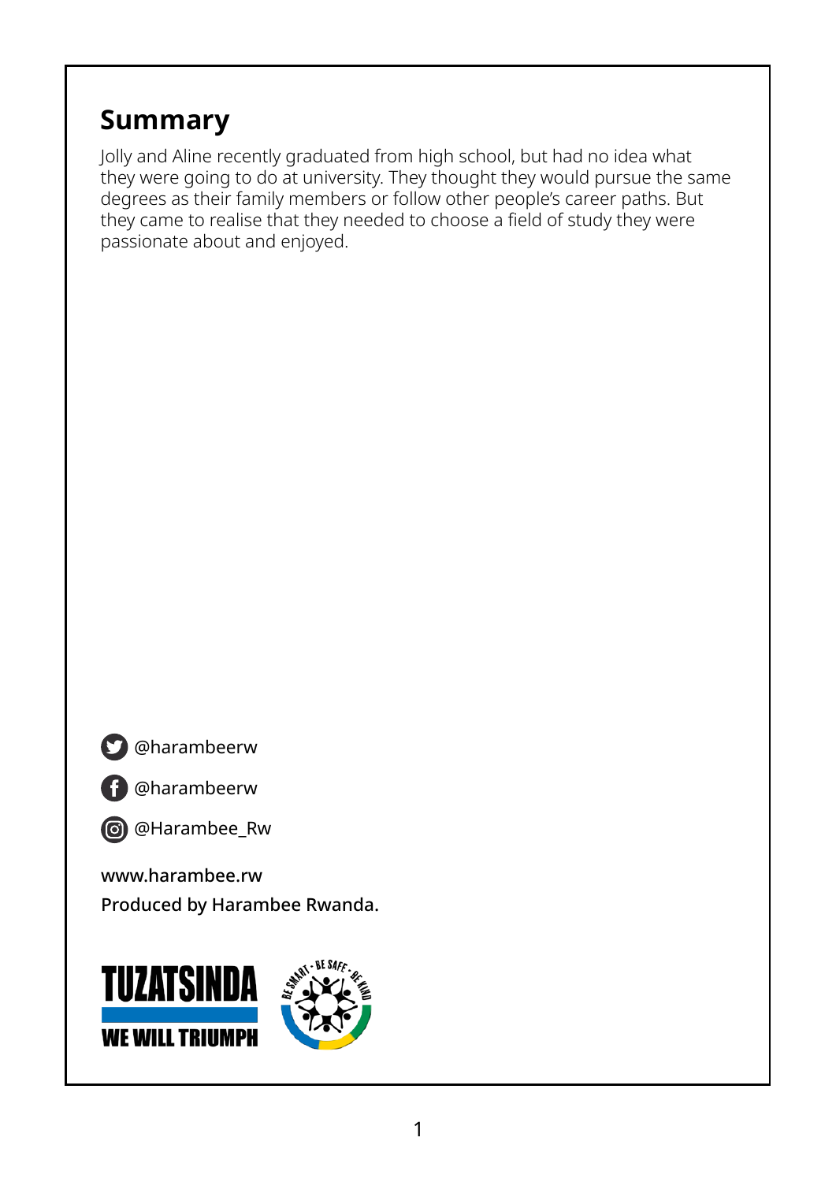## Summary

Jolly and Aline recently graduated from high school, but had no idea what they were going to do at university. They thought they would pursue the same degrees as their family members or follow other people's career paths. But they came to realise that they needed to choose a field of study they were passionate about and enjoyed.

@harambeerw

@harambeerw

@Harambee_Rw

**www.harambee.rw**

**Produced by Harambee Rwanda.**

TUZATSINDA

WE WILL TRIUMPH

BE SMART · BE SAFE · BE KIND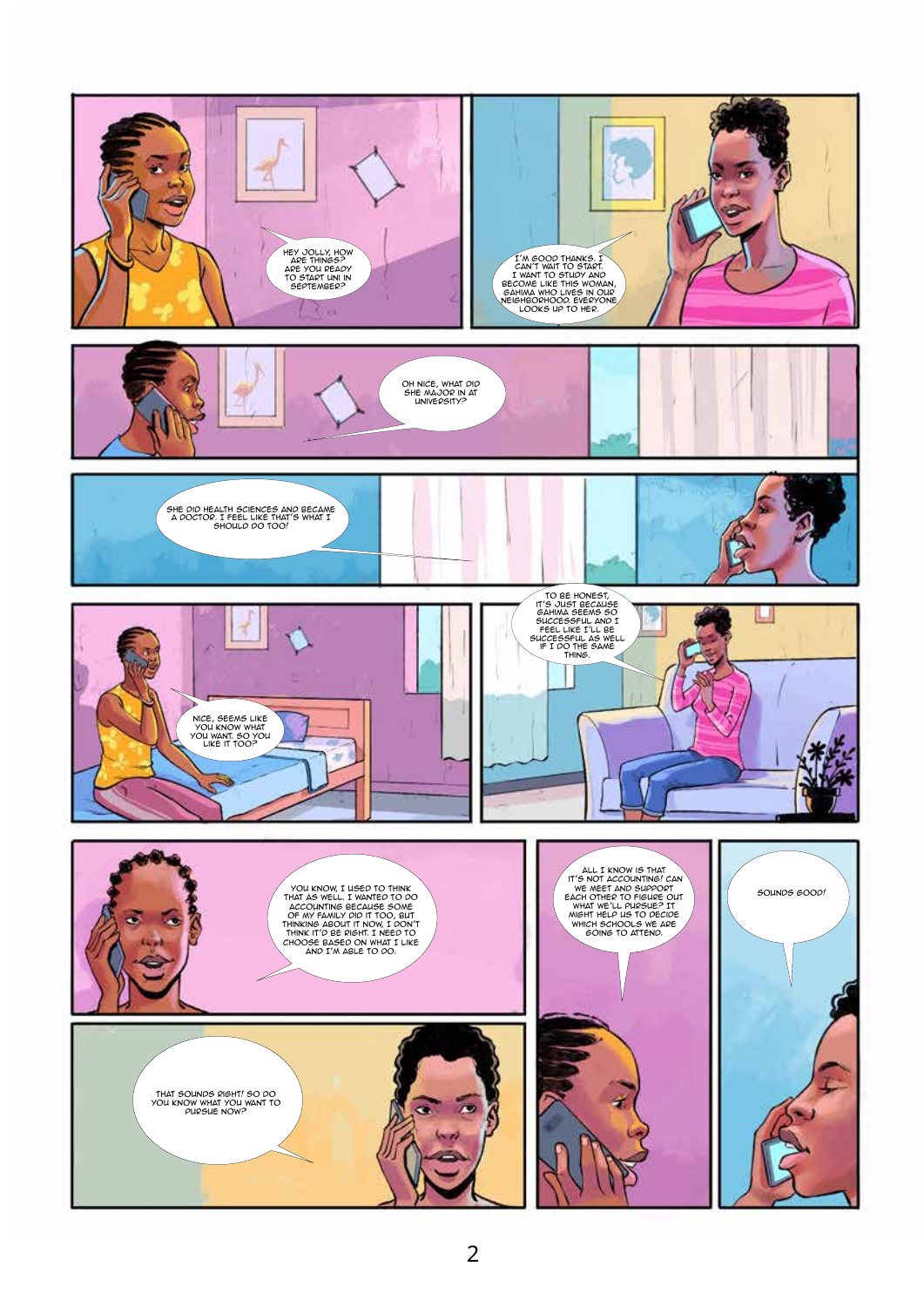HEY JOLLY, HOW ARE THINGS? ARE YOU READY TO START UNI IN SEPTEMBER?

I'M GOOD THANKS. I CAN'T WAIT TO START. I WANT TO STUDY AND BECOME LIKE THIS WOMAN, GAHIMA WHO LIVES IN OUR NEIGHBORHOOD. EVERYONE LOOKS UP TO HER.

OH NICE, WHAT DID SHE MAJOR IN AT UNIVERSITY?

SHE DID HEALTH SCIENCES AND BECAME A DOCTOR. I FEEL LIKE THAT'S WHAT I SHOULD DO TOO!

NICE, SEEMS LIKE YOU KNOW WHAT YOU WANT. SO YOU LIKE IT TOO?

TO BE HONEST, IT'S JUST BECAUSE GAHIMA SEEMS SO SUCCESSFUL AND I FEEL LIKE I'LL BE SUCCESSFUL AS WELL IF I DO THE SAME THING.

YOU KNOW, I USED TO THINK THAT AS WELL. I WANTED TO DO ACCOUNTING BECAUSE SOME OF MY FAMILY DID IT TOO, BUT THINKING ABOUT IT NOW, I DON'T THINK IT'D BE RIGHT. I NEED TO CHOOSE BASED ON WHAT I LIKE AND I'M ABLE TO DO.

THAT SOUNDS RIGHT! SO DO YOU KNOW WHAT YOU WANT TO PURSUE NOW?

ALL I KNOW IS THAT IT'S NOT ACCOUNTING! CAN WE MEET AND SUPPORT EACH OTHER TO FIGURE OUT WHAT WE'LL PURSUE? IT MIGHT HELP US TO DECIDE WHICH SCHOOLS WE ARE GOING TO ATTEND.

SOUNDS GOOD!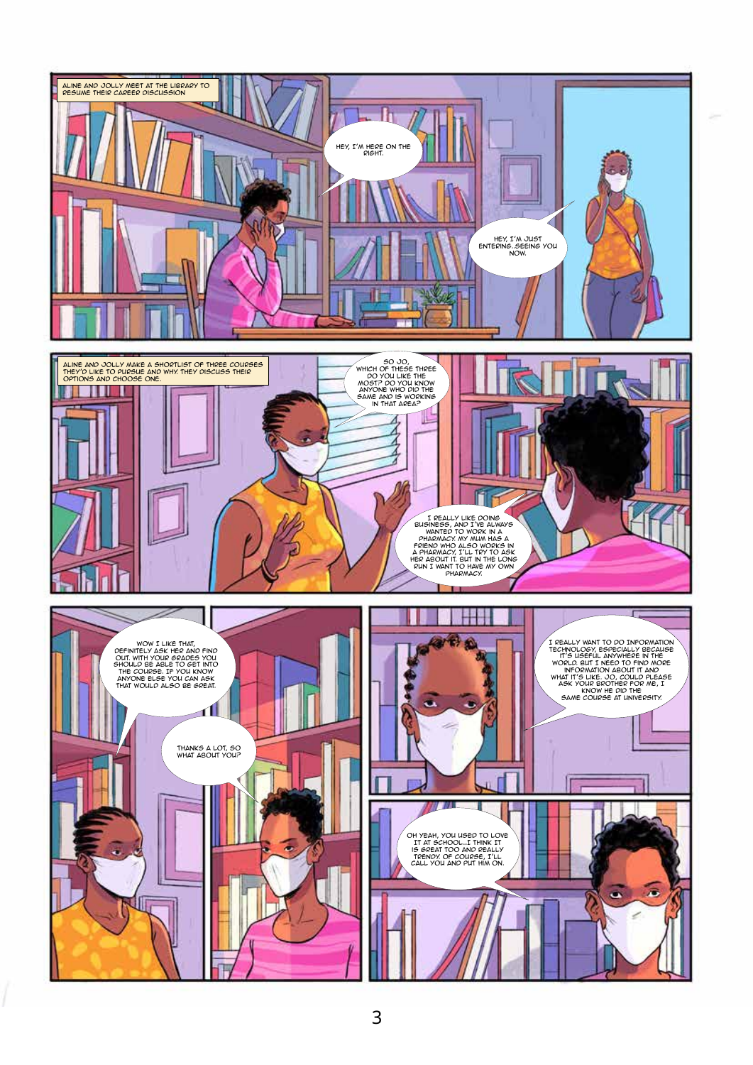ALINE AND JOLLY MEET AT THE LIBRARY TO RESUME THEIR CAREER DISCUSSION

HEY, I'M HERE ON THE RIGHT.

HEY, I'M JUST ENTERING..SEEING YOU NOW.

ALINE AND JOLLY MAKE A SHORTLIST OF THREE COURSES THEY'D LIKE TO PURSUE AND WHY. THEY DISCUSS THEIR OPTIONS AND CHOOSE ONE.

SO JO, WHICH OF THESE THREE DO YOU LIKE THE MOST? DO YOU KNOW ANYONE WHO DID THE SAME AND IS WORKING IN THAT AREA?

I REALLY LIKE DOING BUSINESS, AND I'VE ALWAYS WANTED TO WORK IN A PHARMACY. MY MUM HAS A FRIEND WHO ALSO WORKS IN A PHARMACY, I'LL TRY TO ASK HER ABOUT IT. BUT IN THE LONG RUN I WANT TO HAVE MY OWN PHARMACY.

WOW I LIKE THAT, DEFINITELY ASK HER AND FIND OUT. WITH YOUR GRADES YOU SHOULD BE ABLE TO GET INTO THE COURSE. IF YOU KNOW ANYONE ELSE YOU CAN ASK THAT WOULD ALSO BE GREAT.

THANKS A LOT, SO WHAT ABOUT YOU?

I REALLY WANT TO DO INFORMATION TECHNOLOGY, ESPECIALLY BECAUSE IT'S USEFUL ANYWHERE IN THE WORLD. BUT I NEED TO FIND MORE INFORMATION ABOUT IT AND WHAT IT'S LIKE. JO, COULD PLEASE ASK YOUR BROTHER FOR ME, I KNOW HE DID THE SAME COURSE AT UNIVERSITY.

OH YEAH, YOU USED TO LOVE IT AT SCHOOL...I THINK IT IS GREAT TOO AND REALLY TRENDY. OF COURSE, I'LL CALL YOU AND PUT HIM ON.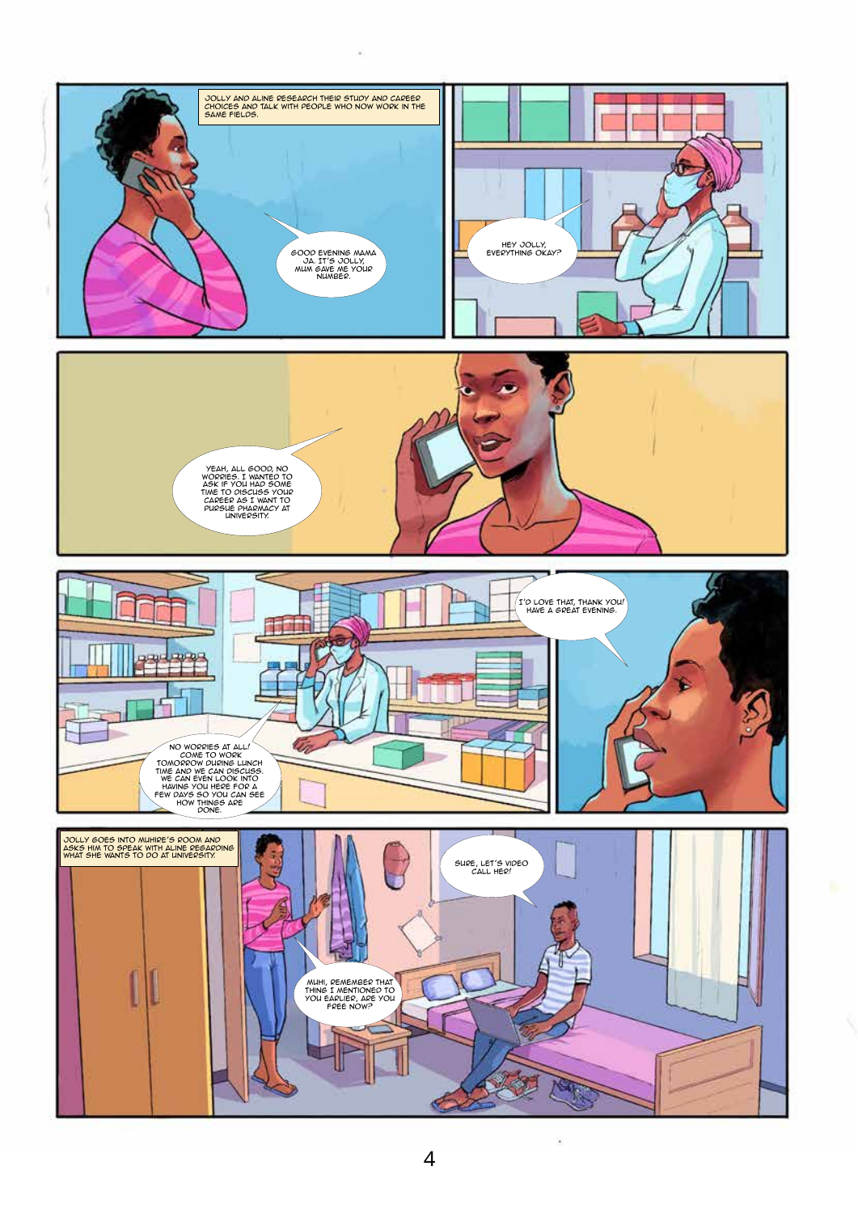JOLLY AND ALINE RESEARCH THEIR STUDY AND CAREER CHOICES AND TALK WITH PEOPLE WHO NOW WORK IN THE SAME FIELDS.

GOOD EVENING MAMA JA. IT'S JOLLY, MUM GAVE ME YOUR NUMBER.

HEY JOLLY, EVERYTHING OKAY?

YEAH, ALL GOOD, NO WORRIES. I WANTED TO ASK IF YOU HAD SOME TIME TO DISCUSS YOUR CAREER AS I WANT TO PURSUE PHARMACY AT UNIVERSITY.

NO WORRIES AT ALL! COME TO WORK TOMORROW DURING LUNCH TIME AND WE CAN DISCUSS. WE CAN EVEN LOOK INTO HAVING YOU HERE FOR A FEW DAYS SO YOU CAN SEE HOW THINGS ARE DONE.

I'D LOVE THAT, THANK YOU! HAVE A GREAT EVENING.

JOLLY GOES INTO MUHIRE'S ROOM AND ASKS HIM TO SPEAK WITH ALINE REGARDING WHAT SHE WANTS TO DO AT UNIVERSITY.

MUHI, REMEMBER THAT THING I MENTIONED TO YOU EARLIER, ARE YOU FREE NOW?

SURE, LET'S VIDEO CALL HER!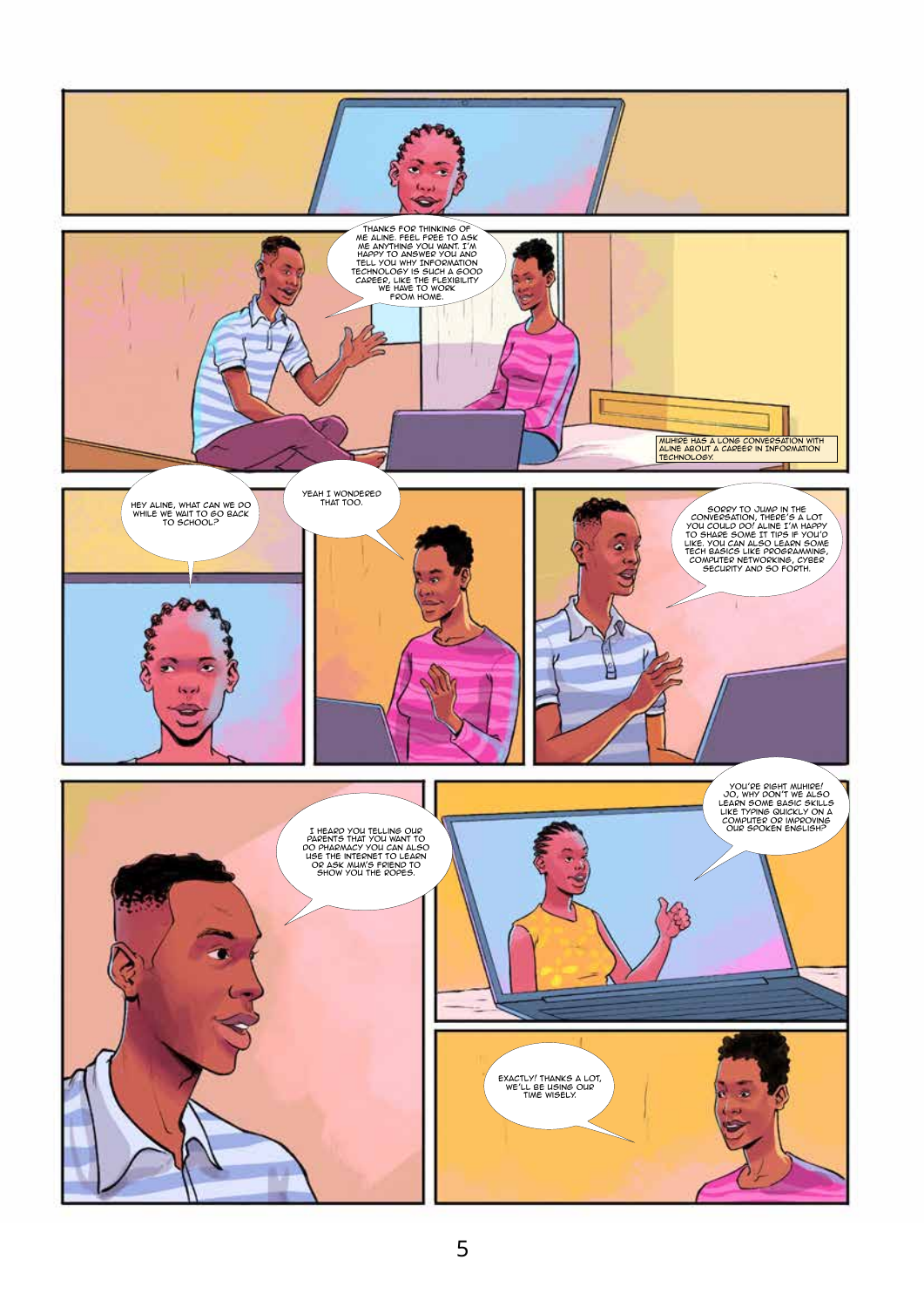THANKS FOR THINKING OF ME ALINE. FEEL FREE TO ASK ME ANYTHING YOU WANT. I'M HAPPY TO ANSWER YOU AND TELL YOU WHY INFORMATION TECHNOLOGY IS SUCH A GOOD CAREER, LIKE THE FLEXIBILITY WE HAVE TO WORK FROM HOME.

MUHIRE HAS A LONG CONVERSATION WITH ALINE ABOUT A CAREER IN INFORMATION TECHNOLOGY.

HEY ALINE, WHAT CAN WE DO WHILE WE WAIT TO GO BACK TO SCHOOL?

YEAH I WONDERED THAT TOO.

SORRY TO JUMP IN THE CONVERSATION, THERE'S A LOT YOU COULD DO! ALINE I'M HAPPY TO SHARE SOME IT TIPS IF YOU'D LIKE. YOU CAN ALSO LEARN SOME TECH BASICS LIKE PROGRAMMING, COMPUTER NETWORKING, CYBER SECURITY AND SO FORTH.

I HEARD YOU TELLING OUR PARENTS THAT YOU WANT TO DO PHARMACY YOU CAN ALSO USE THE INTERNET TO LEARN OR ASK MUM'S FRIEND TO SHOW YOU THE ROPES.

YOU'RE RIGHT MUHIRE! JO, WHY DON'T WE ALSO LEARN SOME BASIC SKILLS LIKE TYPING QUICKLY ON A COMPUTER OR IMPROVING OUR SPOKEN ENGLISH?

EXACTLY! THANKS A LOT, WE'LL BE USING OUR TIME WISELY.